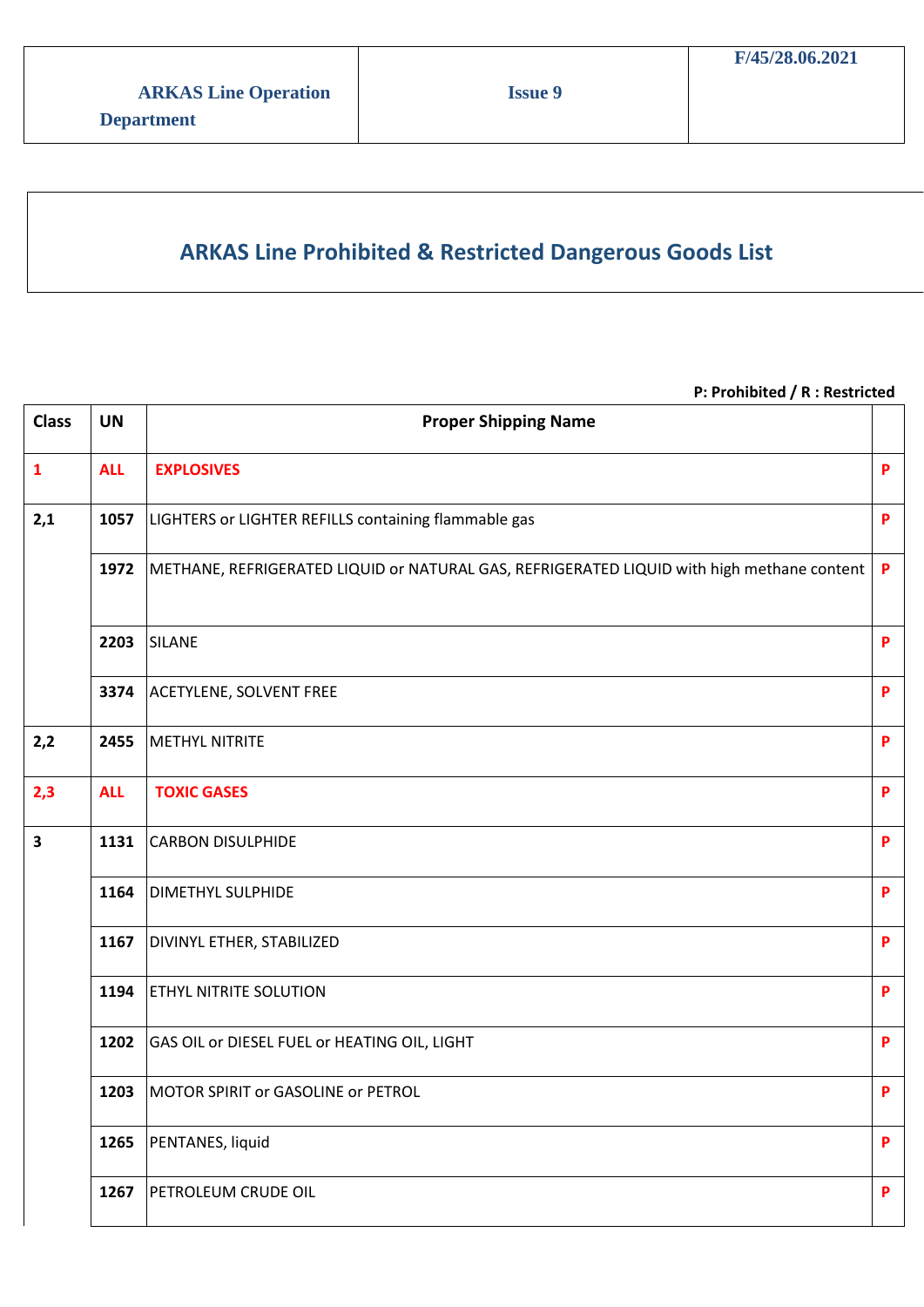| ARKAS Line Operation Department | Issue 9 | F/45/28.06.2021 |
|---|---|---|

# ARKAS Line Prohibited & Restricted Dangerous Goods List

**P: Prohibited / R : Restricted**

| Class | UN | Proper Shipping Name | |
|---|---|---|---|
| **1** | **ALL** | **EXPLOSIVES** | **P** |
| **2,1** | **1057** | LIGHTERS or LIGHTER REFILLS containing flammable gas | **P** |
| | **1972** | METHANE, REFRIGERATED LIQUID or NATURAL GAS, REFRIGERATED LIQUID with high methane content | **P** |
| | **2203** | SILANE | **P** |
| | **3374** | ACETYLENE, SOLVENT FREE | **P** |
| **2,2** | **2455** | METHYL NITRITE | **P** |
| **2,3** | **ALL** | **TOXIC GASES** | **P** |
| **3** | **1131** | CARBON DISULPHIDE | **P** |
| | **1164** | DIMETHYL SULPHIDE | **P** |
| | **1167** | DIVINYL ETHER, STABILIZED | **P** |
| | **1194** | ETHYL NITRITE SOLUTION | **P** |
| | **1202** | GAS OIL or DIESEL FUEL or HEATING OIL, LIGHT | **P** |
| | **1203** | MOTOR SPIRIT or GASOLINE or PETROL | **P** |
| | **1265** | PENTANES, liquid | **P** |
| | **1267** | PETROLEUM CRUDE OIL | **P** |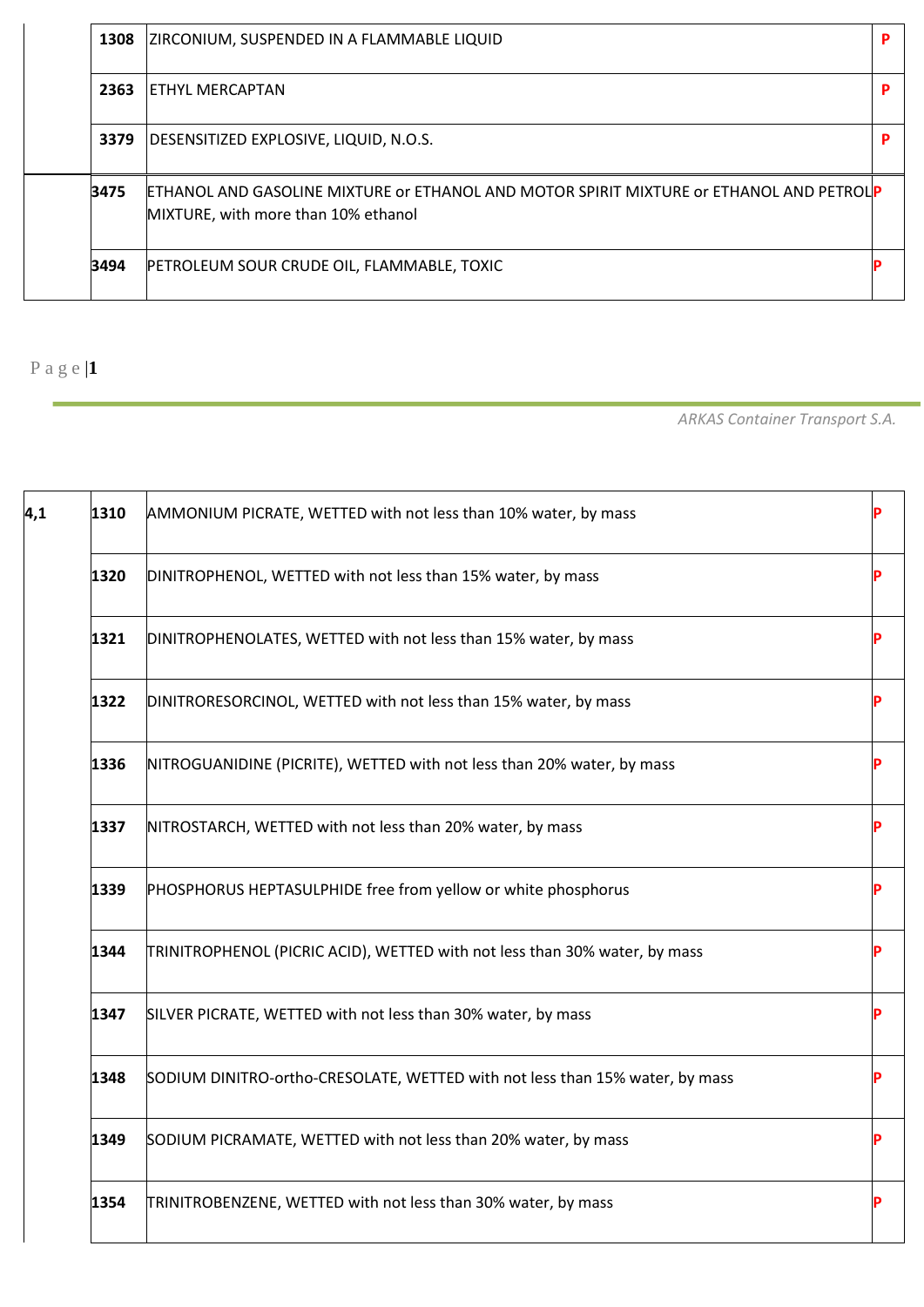| | | | |
|---|---|---|---|
| | 1308 | ZIRCONIUM, SUSPENDED IN A FLAMMABLE LIQUID | P |
| | 2363 | ETHYL MERCAPTAN | P |
| | 3379 | DESENSITIZED EXPLOSIVE, LIQUID, N.O.S. | P |
| | 3475 | ETHANOL AND GASOLINE MIXTURE or ETHANOL AND MOTOR SPIRIT MIXTURE or ETHANOL AND PETROL MIXTURE, with more than 10% ethanol | P |
| | 3494 | PETROLEUM SOUR CRUDE OIL, FLAMMABLE, TOXIC | P |

| | | | |
|---|---|---|---|
| 4,1 | 1310 | AMMONIUM PICRATE, WETTED with not less than 10% water, by mass | P |
| | 1320 | DINITROPHENOL, WETTED with not less than 15% water, by mass | P |
| | 1321 | DINITROPHENOLATES, WETTED with not less than 15% water, by mass | P |
| | 1322 | DINITRORESORCINOL, WETTED with not less than 15% water, by mass | P |
| | 1336 | NITROGUANIDINE (PICRITE), WETTED with not less than 20% water, by mass | P |
| | 1337 | NITROSTARCH, WETTED with not less than 20% water, by mass | P |
| | 1339 | PHOSPHORUS HEPTASULPHIDE free from yellow or white phosphorus | P |
| | 1344 | TRINITROPHENOL (PICRIC ACID), WETTED with not less than 30% water, by mass | P |
| | 1347 | SILVER PICRATE, WETTED with not less than 30% water, by mass | P |
| | 1348 | SODIUM DINITRO-ortho-CRESOLATE, WETTED with not less than 15% water, by mass | P |
| | 1349 | SODIUM PICRAMATE, WETTED with not less than 20% water, by mass | P |
| | 1354 | TRINITROBENZENE, WETTED with not less than 30% water, by mass | P |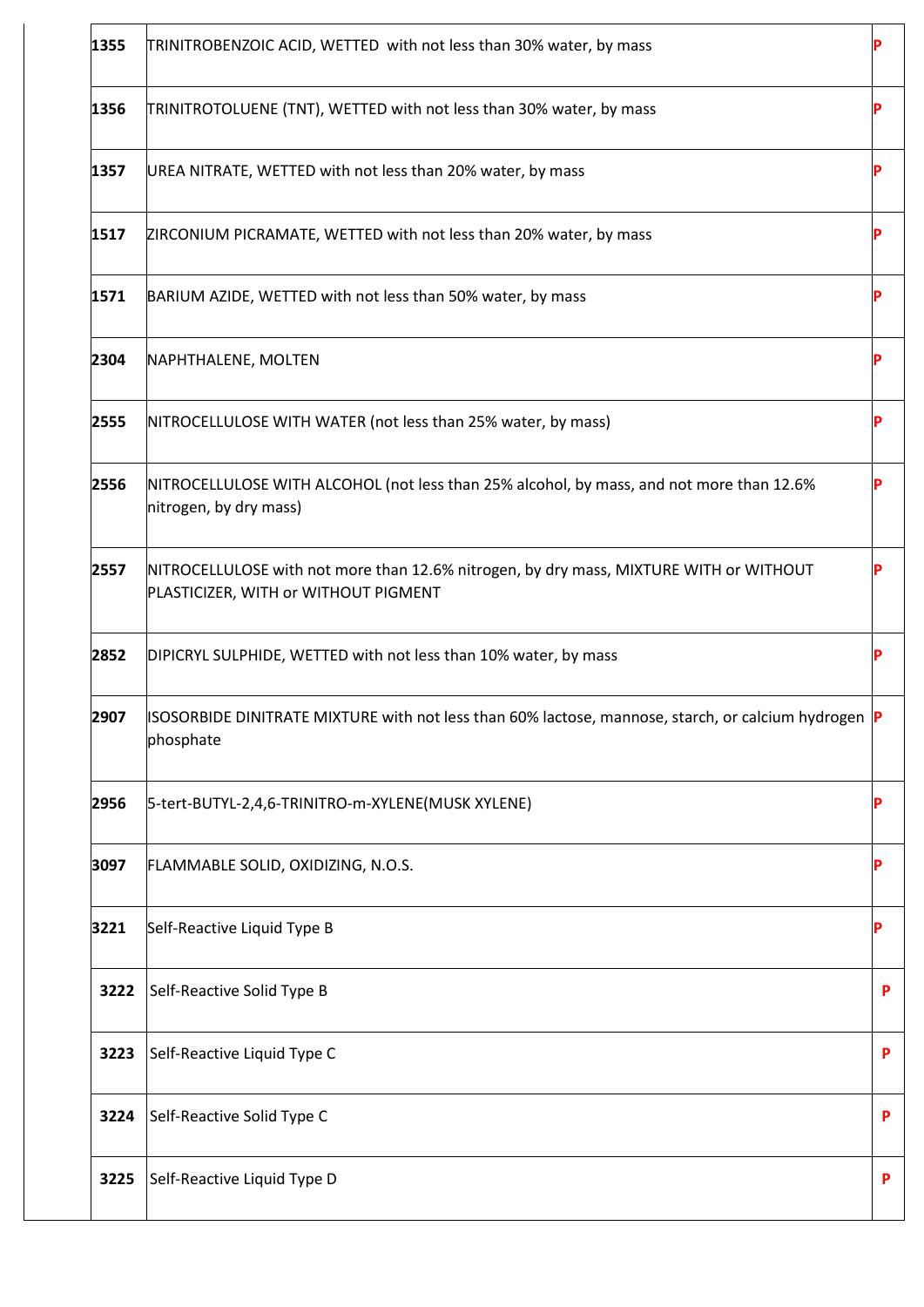| | | |
|---|---|---|
| 1355 | TRINITROBENZOIC ACID, WETTED with not less than 30% water, by mass | P |
| 1356 | TRINITROTOLUENE (TNT), WETTED with not less than 30% water, by mass | P |
| 1357 | UREA NITRATE, WETTED with not less than 20% water, by mass | P |
| 1517 | ZIRCONIUM PICRAMATE, WETTED with not less than 20% water, by mass | P |
| 1571 | BARIUM AZIDE, WETTED with not less than 50% water, by mass | P |
| 2304 | NAPHTHALENE, MOLTEN | P |
| 2555 | NITROCELLULOSE WITH WATER (not less than 25% water, by mass) | P |
| 2556 | NITROCELLULOSE WITH ALCOHOL (not less than 25% alcohol, by mass, and not more than 12.6% nitrogen, by dry mass) | P |
| 2557 | NITROCELLULOSE with not more than 12.6% nitrogen, by dry mass, MIXTURE WITH or WITHOUT PLASTICIZER, WITH or WITHOUT PIGMENT | P |
| 2852 | DIPICRYL SULPHIDE, WETTED with not less than 10% water, by mass | P |
| 2907 | ISOSORBIDE DINITRATE MIXTURE with not less than 60% lactose, mannose, starch, or calcium hydrogen phosphate | P |
| 2956 | 5-tert-BUTYL-2,4,6-TRINITRO-m-XYLENE(MUSK XYLENE) | P |
| 3097 | FLAMMABLE SOLID, OXIDIZING, N.O.S. | P |
| 3221 | Self-Reactive Liquid Type B | P |
| 3222 | Self-Reactive Solid Type B | P |
| 3223 | Self-Reactive Liquid Type C | P |
| 3224 | Self-Reactive Solid Type C | P |
| 3225 | Self-Reactive Liquid Type D | P |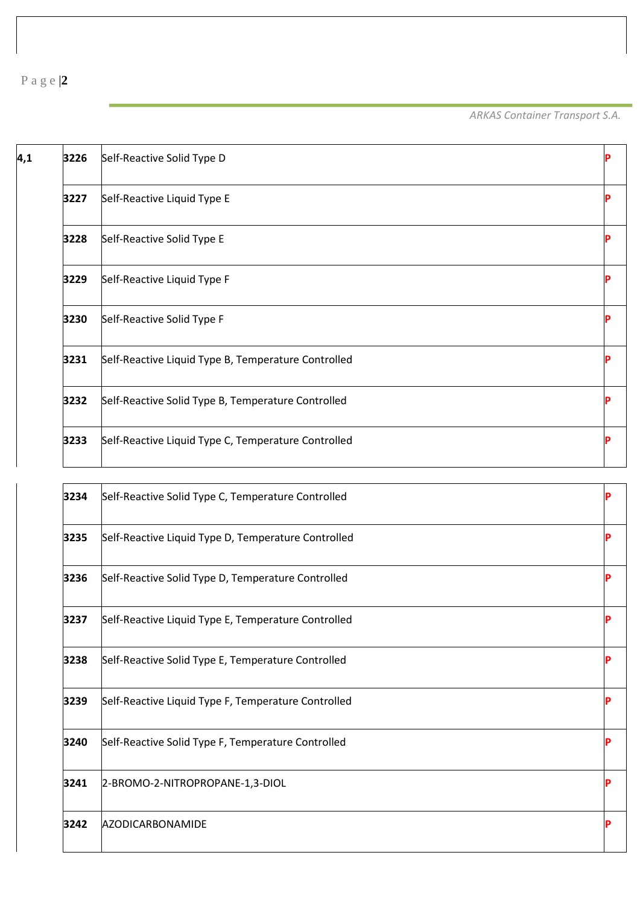| | | | |
|---|---|---|---|
| **4,1** | **3226** | Self-Reactive Solid Type D | **P** |
| | **3227** | Self-Reactive Liquid Type E | **P** |
| | **3228** | Self-Reactive Solid Type E | **P** |
| | **3229** | Self-Reactive Liquid Type F | **P** |
| | **3230** | Self-Reactive Solid Type F | **P** |
| | **3231** | Self-Reactive Liquid Type B, Temperature Controlled | **P** |
| | **3232** | Self-Reactive Solid Type B, Temperature Controlled | **P** |
| | **3233** | Self-Reactive Liquid Type C, Temperature Controlled | **P** |
| | **3234** | Self-Reactive Solid Type C, Temperature Controlled | **P** |
| | **3235** | Self-Reactive Liquid Type D, Temperature Controlled | **P** |
| | **3236** | Self-Reactive Solid Type D, Temperature Controlled | **P** |
| | **3237** | Self-Reactive Liquid Type E, Temperature Controlled | **P** |
| | **3238** | Self-Reactive Solid Type E, Temperature Controlled | **P** |
| | **3239** | Self-Reactive Liquid Type F, Temperature Controlled | **P** |
| | **3240** | Self-Reactive Solid Type F, Temperature Controlled | **P** |
| | **3241** | 2-BROMO-2-NITROPROPANE-1,3-DIOL | **P** |
| | **3242** | AZODICARBONAMIDE | **P** |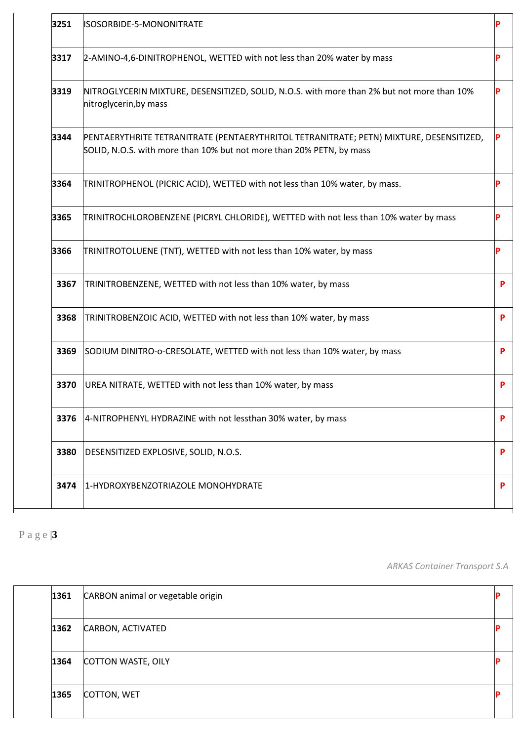| | | |
|---|---|---|
| **3251** | ISOSORBIDE-5-MONONITRATE | **P** |
| **3317** | 2-AMINO-4,6-DINITROPHENOL, WETTED with not less than 20% water by mass | **P** |
| **3319** | NITROGLYCERIN MIXTURE, DESENSITIZED, SOLID, N.O.S. with more than 2% but not more than 10% nitroglycerin,by mass | **P** |
| **3344** | PENTAERYTHRITE TETRANITRATE (PENTAERYTHRITOL TETRANITRATE; PETN) MIXTURE, DESENSITIZED, SOLID, N.O.S. with more than 10% but not more than 20% PETN, by mass | **P** |
| **3364** | TRINITROPHENOL (PICRIC ACID), WETTED with not less than 10% water, by mass. | **P** |
| **3365** | TRINITROCHLOROBENZENE (PICRYL CHLORIDE), WETTED with not less than 10% water by mass | **P** |
| **3366** | TRINITROTOLUENE (TNT), WETTED with not less than 10% water, by mass | **P** |
| **3367** | TRINITROBENZENE, WETTED with not less than 10% water, by mass | **P** |
| **3368** | TRINITROBENZOIC ACID, WETTED with not less than 10% water, by mass | **P** |
| **3369** | SODIUM DINITRO-o-CRESOLATE, WETTED with not less than 10% water, by mass | **P** |
| **3370** | UREA NITRATE, WETTED with not less than 10% water, by mass | **P** |
| **3376** | 4-NITROPHENYL HYDRAZINE with not lessthan 30% water, by mass | **P** |
| **3380** | DESENSITIZED EXPLOSIVE, SOLID, N.O.S. | **P** |
| **3474** | 1-HYDROXYBENZOTRIAZOLE MONOHYDRATE | **P** |

| | | |
|---|---|---|
| **1361** | CARBON animal or vegetable origin | **P** |
| **1362** | CARBON, ACTIVATED | **P** |
| **1364** | COTTON WASTE, OILY | **P** |
| **1365** | COTTON, WET | **P** |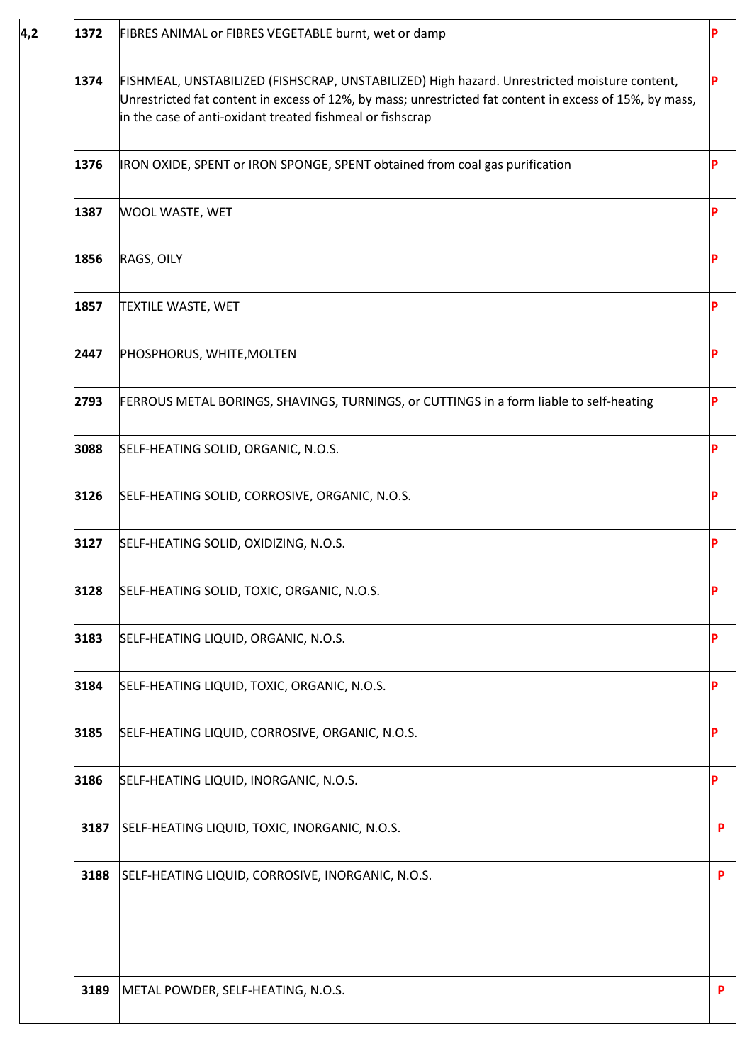| | | | |
|---|---|---|---|
| 4,2 | 1372 | FIBRES ANIMAL or FIBRES VEGETABLE burnt, wet or damp | P |
| | 1374 | FISHMEAL, UNSTABILIZED (FISHSCRAP, UNSTABILIZED) High hazard. Unrestricted moisture content, Unrestricted fat content in excess of 12%, by mass; unrestricted fat content in excess of 15%, by mass, in the case of anti-oxidant treated fishmeal or fishscrap | P |
| | 1376 | IRON OXIDE, SPENT or IRON SPONGE, SPENT obtained from coal gas purification | P |
| | 1387 | WOOL WASTE, WET | P |
| | 1856 | RAGS, OILY | P |
| | 1857 | TEXTILE WASTE, WET | P |
| | 2447 | PHOSPHORUS, WHITE,MOLTEN | P |
| | 2793 | FERROUS METAL BORINGS, SHAVINGS, TURNINGS, or CUTTINGS in a form liable to self-heating | P |
| | 3088 | SELF-HEATING SOLID, ORGANIC, N.O.S. | P |
| | 3126 | SELF-HEATING SOLID, CORROSIVE, ORGANIC, N.O.S. | P |
| | 3127 | SELF-HEATING SOLID, OXIDIZING, N.O.S. | P |
| | 3128 | SELF-HEATING SOLID, TOXIC, ORGANIC, N.O.S. | P |
| | 3183 | SELF-HEATING LIQUID, ORGANIC, N.O.S. | P |
| | 3184 | SELF-HEATING LIQUID, TOXIC, ORGANIC, N.O.S. | P |
| | 3185 | SELF-HEATING LIQUID, CORROSIVE, ORGANIC, N.O.S. | P |
| | 3186 | SELF-HEATING LIQUID, INORGANIC, N.O.S. | P |
| | 3187 | SELF-HEATING LIQUID, TOXIC, INORGANIC, N.O.S. | P |
| | 3188 | SELF-HEATING LIQUID, CORROSIVE, INORGANIC, N.O.S. | P |
| | 3189 | METAL POWDER, SELF-HEATING, N.O.S. | P |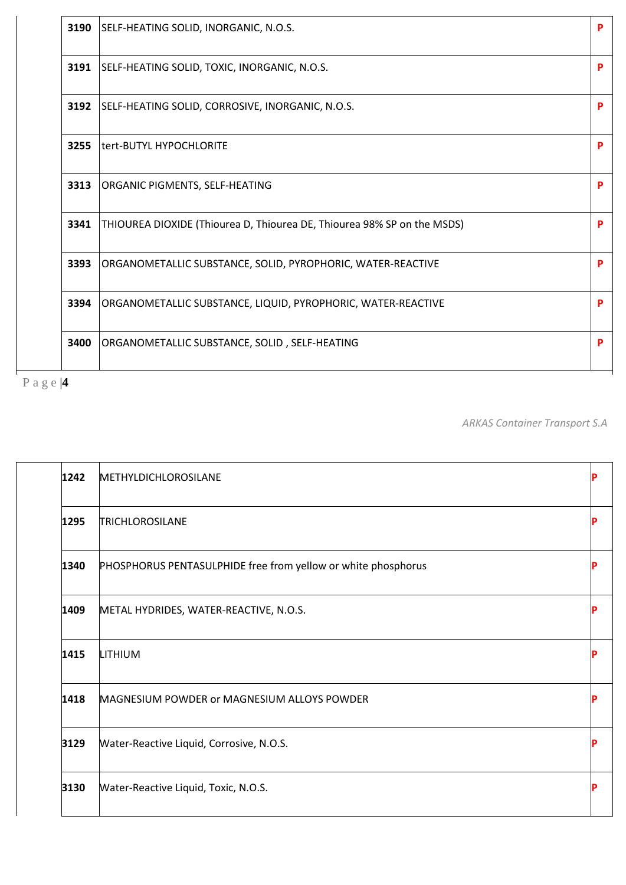| | | |
|---|---|---|
| **3190** | SELF-HEATING SOLID, INORGANIC, N.O.S. | **P** |
| **3191** | SELF-HEATING SOLID, TOXIC, INORGANIC, N.O.S. | **P** |
| **3192** | SELF-HEATING SOLID, CORROSIVE, INORGANIC, N.O.S. | **P** |
| **3255** | tert-BUTYL HYPOCHLORITE | **P** |
| **3313** | ORGANIC PIGMENTS, SELF-HEATING | **P** |
| **3341** | THIOUREA DIOXIDE (Thiourea D, Thiourea DE, Thiourea 98% SP on the MSDS) | **P** |
| **3393** | ORGANOMETALLIC SUBSTANCE, SOLID, PYROPHORIC, WATER-REACTIVE | **P** |
| **3394** | ORGANOMETALLIC SUBSTANCE, LIQUID, PYROPHORIC, WATER-REACTIVE | **P** |
| **3400** | ORGANOMETALLIC SUBSTANCE, SOLID , SELF-HEATING | **P** |

| | | |
|---|---|---|
| **1242** | METHYLDICHLOROSILANE | **P** |
| **1295** | TRICHLOROSILANE | **P** |
| **1340** | PHOSPHORUS PENTASULPHIDE free from yellow or white phosphorus | **P** |
| **1409** | METAL HYDRIDES, WATER-REACTIVE, N.O.S. | **P** |
| **1415** | LITHIUM | **P** |
| **1418** | MAGNESIUM POWDER or MAGNESIUM ALLOYS POWDER | **P** |
| **3129** | Water-Reactive Liquid, Corrosive, N.O.S. | **P** |
| **3130** | Water-Reactive Liquid, Toxic, N.O.S. | **P** |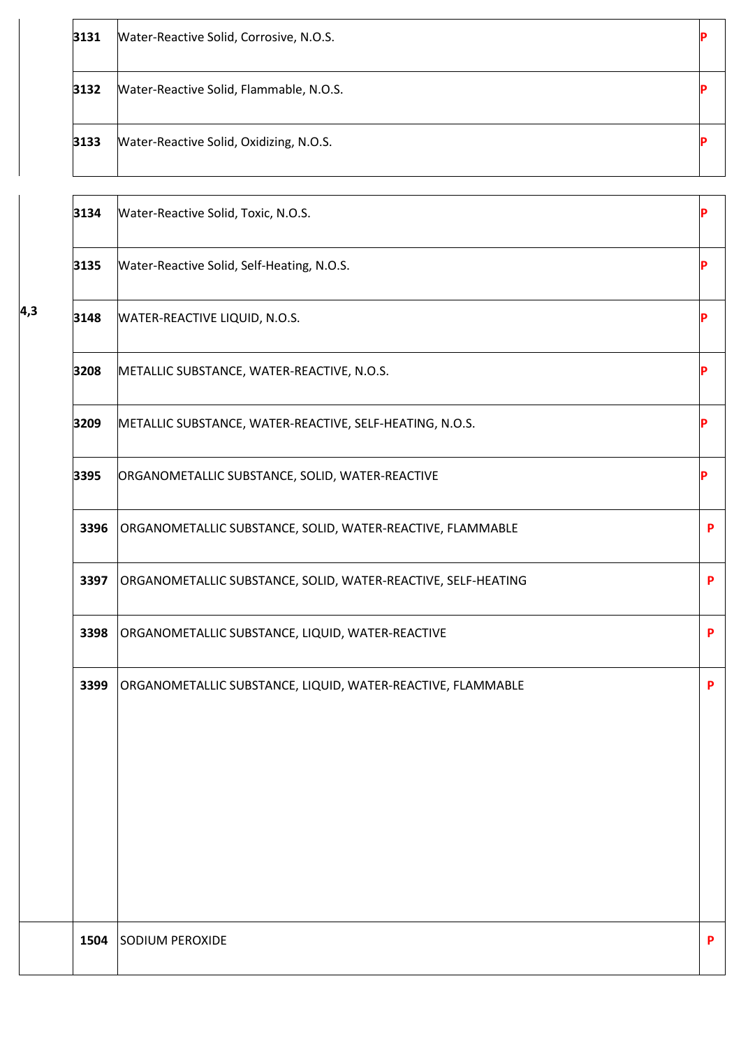|  |  |  |  |
|---|---|---|---|
|  | 3131 | Water-Reactive Solid, Corrosive, N.O.S. | P |
|  | 3132 | Water-Reactive Solid, Flammable, N.O.S. | P |
|  | 3133 | Water-Reactive Solid, Oxidizing, N.O.S. | P |

|  |  |  |  |
|---|---|---|---|
| 4,3 | 3134 | Water-Reactive Solid, Toxic, N.O.S. | P |
|  | 3135 | Water-Reactive Solid, Self-Heating, N.O.S. | P |
|  | 3148 | WATER-REACTIVE LIQUID, N.O.S. | P |
|  | 3208 | METALLIC SUBSTANCE, WATER-REACTIVE, N.O.S. | P |
|  | 3209 | METALLIC SUBSTANCE, WATER-REACTIVE, SELF-HEATING, N.O.S. | P |
|  | 3395 | ORGANOMETALLIC SUBSTANCE, SOLID, WATER-REACTIVE | P |
|  | 3396 | ORGANOMETALLIC SUBSTANCE, SOLID, WATER-REACTIVE, FLAMMABLE | P |
|  | 3397 | ORGANOMETALLIC SUBSTANCE, SOLID, WATER-REACTIVE, SELF-HEATING | P |
|  | 3398 | ORGANOMETALLIC SUBSTANCE, LIQUID, WATER-REACTIVE | P |
|  | 3399 | ORGANOMETALLIC SUBSTANCE, LIQUID, WATER-REACTIVE, FLAMMABLE | P |
|  | 1504 | SODIUM PEROXIDE | P |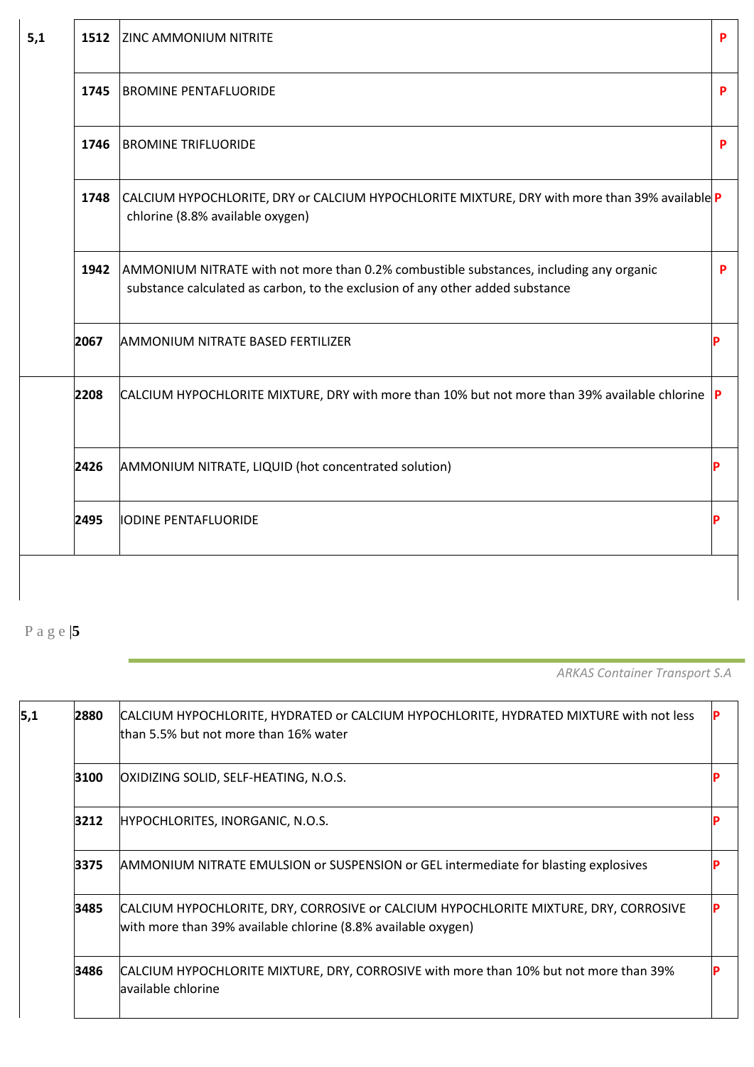| | | | |
|---|---|---|---|
| 5,1 | 1512 | ZINC AMMONIUM NITRITE | P |
| | 1745 | BROMINE PENTAFLUORIDE | P |
| | 1746 | BROMINE TRIFLUORIDE | P |
| | 1748 | CALCIUM HYPOCHLORITE, DRY or CALCIUM HYPOCHLORITE MIXTURE, DRY with more than 39% available chlorine (8.8% available oxygen) | P |
| | 1942 | AMMONIUM NITRATE with not more than 0.2% combustible substances, including any organic substance calculated as carbon, to the exclusion of any other added substance | P |
| | 2067 | AMMONIUM NITRATE BASED FERTILIZER | P |
| | 2208 | CALCIUM HYPOCHLORITE MIXTURE, DRY with more than 10% but not more than 39% available chlorine | P |
| | 2426 | AMMONIUM NITRATE, LIQUID (hot concentrated solution) | P |
| | 2495 | IODINE PENTAFLUORIDE | P |

| | | | |
|---|---|---|---|
| 5,1 | 2880 | CALCIUM HYPOCHLORITE, HYDRATED or CALCIUM HYPOCHLORITE, HYDRATED MIXTURE with not less than 5.5% but not more than 16% water | P |
| | 3100 | OXIDIZING SOLID, SELF-HEATING, N.O.S. | P |
| | 3212 | HYPOCHLORITES, INORGANIC, N.O.S. | P |
| | 3375 | AMMONIUM NITRATE EMULSION or SUSPENSION or GEL intermediate for blasting explosives | P |
| | 3485 | CALCIUM HYPOCHLORITE, DRY, CORROSIVE or CALCIUM HYPOCHLORITE MIXTURE, DRY, CORROSIVE with more than 39% available chlorine (8.8% available oxygen) | P |
| | 3486 | CALCIUM HYPOCHLORITE MIXTURE, DRY, CORROSIVE with more than 10% but not more than 39% available chlorine | P |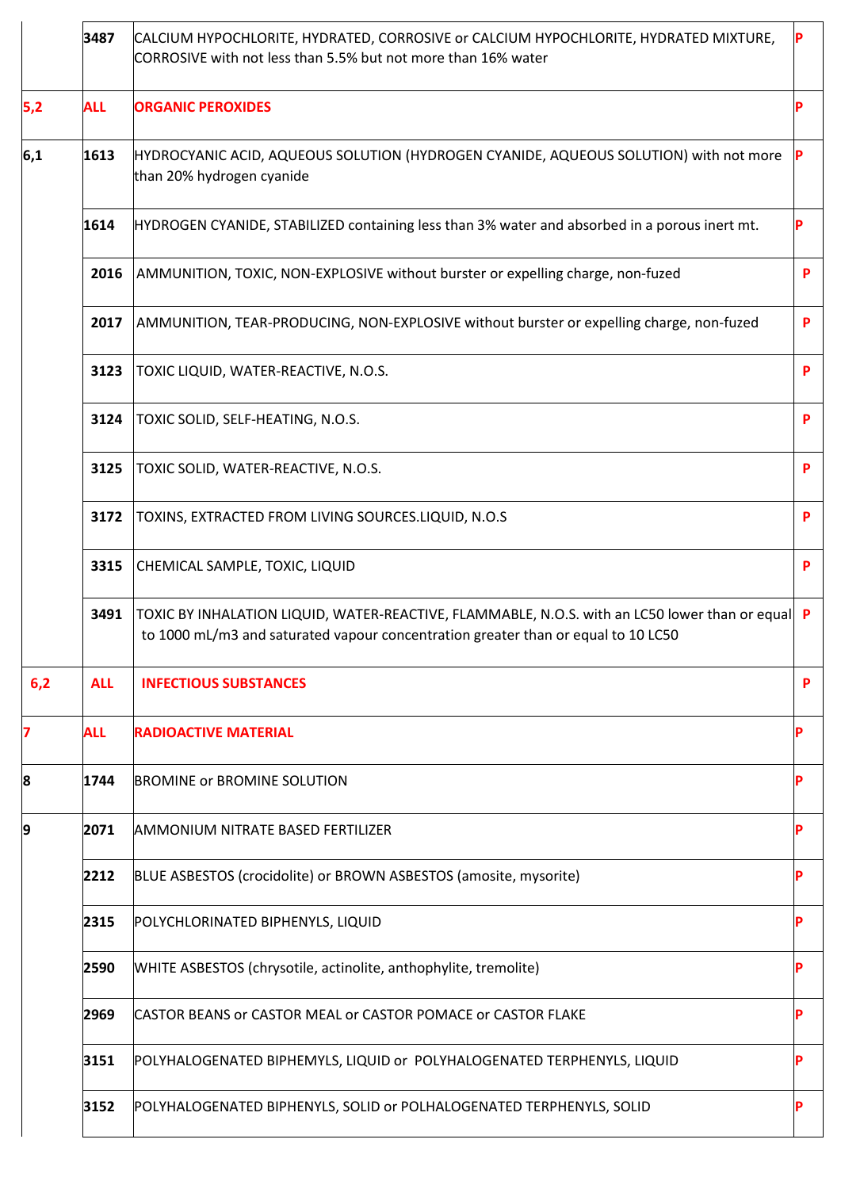|  |  |  |  |
|---|---|---|---|
|  | 3487 | CALCIUM HYPOCHLORITE, HYDRATED, CORROSIVE or CALCIUM HYPOCHLORITE, HYDRATED MIXTURE, CORROSIVE with not less than 5.5% but not more than 16% water | P |
| 5,2 | ALL | ORGANIC PEROXIDES | P |
| 6,1 | 1613 | HYDROCYANIC ACID, AQUEOUS SOLUTION (HYDROGEN CYANIDE, AQUEOUS SOLUTION) with not more than 20% hydrogen cyanide | P |
|  | 1614 | HYDROGEN CYANIDE, STABILIZED containing less than 3% water and absorbed in a porous inert mt. | P |
|  | 2016 | AMMUNITION, TOXIC, NON-EXPLOSIVE without burster or expelling charge, non-fuzed | P |
|  | 2017 | AMMUNITION, TEAR-PRODUCING, NON-EXPLOSIVE without burster or expelling charge, non-fuzed | P |
|  | 3123 | TOXIC LIQUID, WATER-REACTIVE, N.O.S. | P |
|  | 3124 | TOXIC SOLID, SELF-HEATING, N.O.S. | P |
|  | 3125 | TOXIC SOLID, WATER-REACTIVE, N.O.S. | P |
|  | 3172 | TOXINS, EXTRACTED FROM LIVING SOURCES.LIQUID, N.O.S | P |
|  | 3315 | CHEMICAL SAMPLE, TOXIC, LIQUID | P |
|  | 3491 | TOXIC BY INHALATION LIQUID, WATER-REACTIVE, FLAMMABLE, N.O.S. with an LC50 lower than or equal to 1000 mL/m3 and saturated vapour concentration greater than or equal to 10 LC50 | P |
| 6,2 | ALL | INFECTIOUS SUBSTANCES | P |
| 7 | ALL | RADIOACTIVE MATERIAL | P |
| 8 | 1744 | BROMINE or BROMINE SOLUTION | P |
| 9 | 2071 | AMMONIUM NITRATE BASED FERTILIZER | P |
|  | 2212 | BLUE ASBESTOS (crocidolite) or BROWN ASBESTOS (amosite, mysorite) | P |
|  | 2315 | POLYCHLORINATED BIPHENYLS, LIQUID | P |
|  | 2590 | WHITE ASBESTOS (chrysotile, actinolite, anthophylite, tremolite) | P |
|  | 2969 | CASTOR BEANS or CASTOR MEAL or CASTOR POMACE or CASTOR FLAKE | P |
|  | 3151 | POLYHALOGENATED BIPHEMYLS, LIQUID or POLYHALOGENATED TERPHENYLS, LIQUID | P |
|  | 3152 | POLYHALOGENATED BIPHENYLS, SOLID or POLHALOGENATED TERPHENYLS, SOLID | P |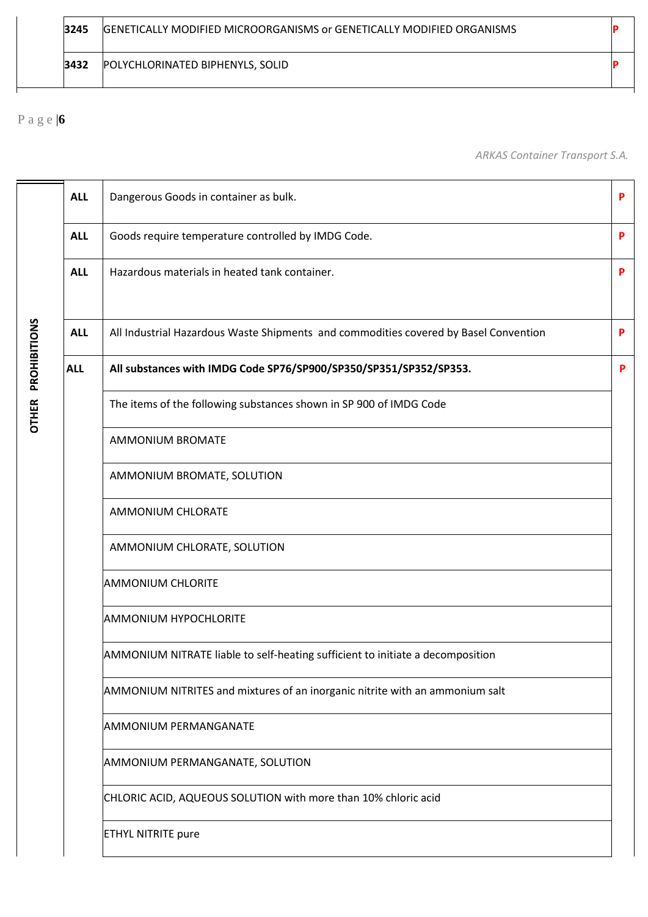| | | | |
|---|---|---|---|
| | **3245** | GENETICALLY MODIFIED MICROORGANISMS or GENETICALLY MODIFIED ORGANISMS | **P** |
| | **3432** | POLYCHLORINATED BIPHENYLS, SOLID | **P** |

| | | | |
|---|---|---|---|
| **OTHER PROHIBITIONS** | **ALL** | Dangerous Goods in container as bulk. | **P** |
| | **ALL** | Goods require temperature controlled by IMDG Code. | **P** |
| | **ALL** | Hazardous materials in heated tank container. | **P** |
| | **ALL** | All Industrial Hazardous Waste Shipments and commodities covered by Basel Convention | **P** |
| | **ALL** | **All substances with IMDG Code SP76/SP900/SP350/SP351/SP352/SP353.** | **P** |
| | | The items of the following substances shown in SP 900 of IMDG Code | |
| | | AMMONIUM BROMATE | |
| | | AMMONIUM BROMATE, SOLUTION | |
| | | AMMONIUM CHLORATE | |
| | | AMMONIUM CHLORATE, SOLUTION | |
| | | AMMONIUM CHLORITE | |
| | | AMMONIUM HYPOCHLORITE | |
| | | AMMONIUM NITRATE liable to self-heating sufficient to initiate a decomposition | |
| | | AMMONIUM NITRITES and mixtures of an inorganic nitrite with an ammonium salt | |
| | | AMMONIUM PERMANGANATE | |
| | | AMMONIUM PERMANGANATE, SOLUTION | |
| | | CHLORIC ACID, AQUEOUS SOLUTION with more than 10% chloric acid | |
| | | ETHYL NITRITE pure | |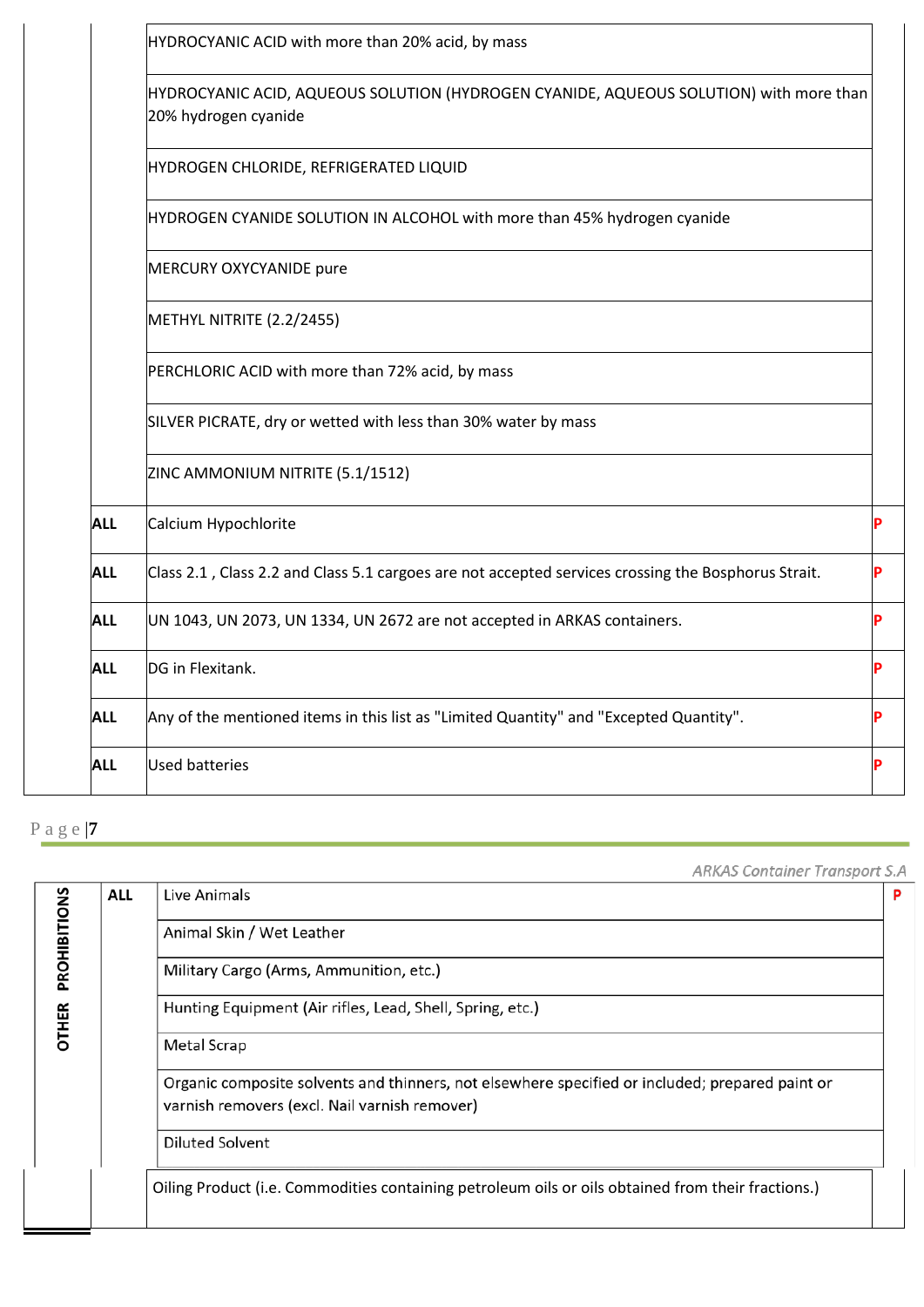| | | | |
|---|---|---|---|
| | | HYDROCYANIC ACID with more than 20% acid, by mass | |
| | | HYDROCYANIC ACID, AQUEOUS SOLUTION (HYDROGEN CYANIDE, AQUEOUS SOLUTION) with more than 20% hydrogen cyanide | |
| | | HYDROGEN CHLORIDE, REFRIGERATED LIQUID | |
| | | HYDROGEN CYANIDE SOLUTION IN ALCOHOL with more than 45% hydrogen cyanide | |
| | | MERCURY OXYCYANIDE pure | |
| | | METHYL NITRITE (2.2/2455) | |
| | | PERCHLORIC ACID with more than 72% acid, by mass | |
| | | SILVER PICRATE, dry or wetted with less than 30% water by mass | |
| | | ZINC AMMONIUM NITRITE (5.1/1512) | |
| | **ALL** | Calcium Hypochlorite | **P** |
| | **ALL** | Class 2.1 , Class 2.2 and Class 5.1 cargoes are not accepted services crossing the Bosphorus Strait. | **P** |
| | **ALL** | UN 1043, UN 2073, UN 1334, UN 2672 are not accepted in ARKAS containers. | **P** |
| | **ALL** | DG in Flexitank. | **P** |
| | **ALL** | Any of the mentioned items in this list as "Limited Quantity" and "Excepted Quantity". | **P** |
| | **ALL** | Used batteries | **P** |

| | | | |
|---|---|---|---|
| **OTHER PROHIBITIONS** | **ALL** | Live Animals | **P** |
| | | Animal Skin / Wet Leather | |
| | | Military Cargo (Arms, Ammunition, etc.) | |
| | | Hunting Equipment (Air rifles, Lead, Shell, Spring, etc.) | |
| | | Metal Scrap | |
| | | Organic composite solvents and thinners, not elsewhere specified or included; prepared paint or varnish removers (excl. Nail varnish remover) | |
| | | Diluted Solvent | |
| | | Oiling Product (i.e. Commodities containing petroleum oils or oils obtained from their fractions.) | |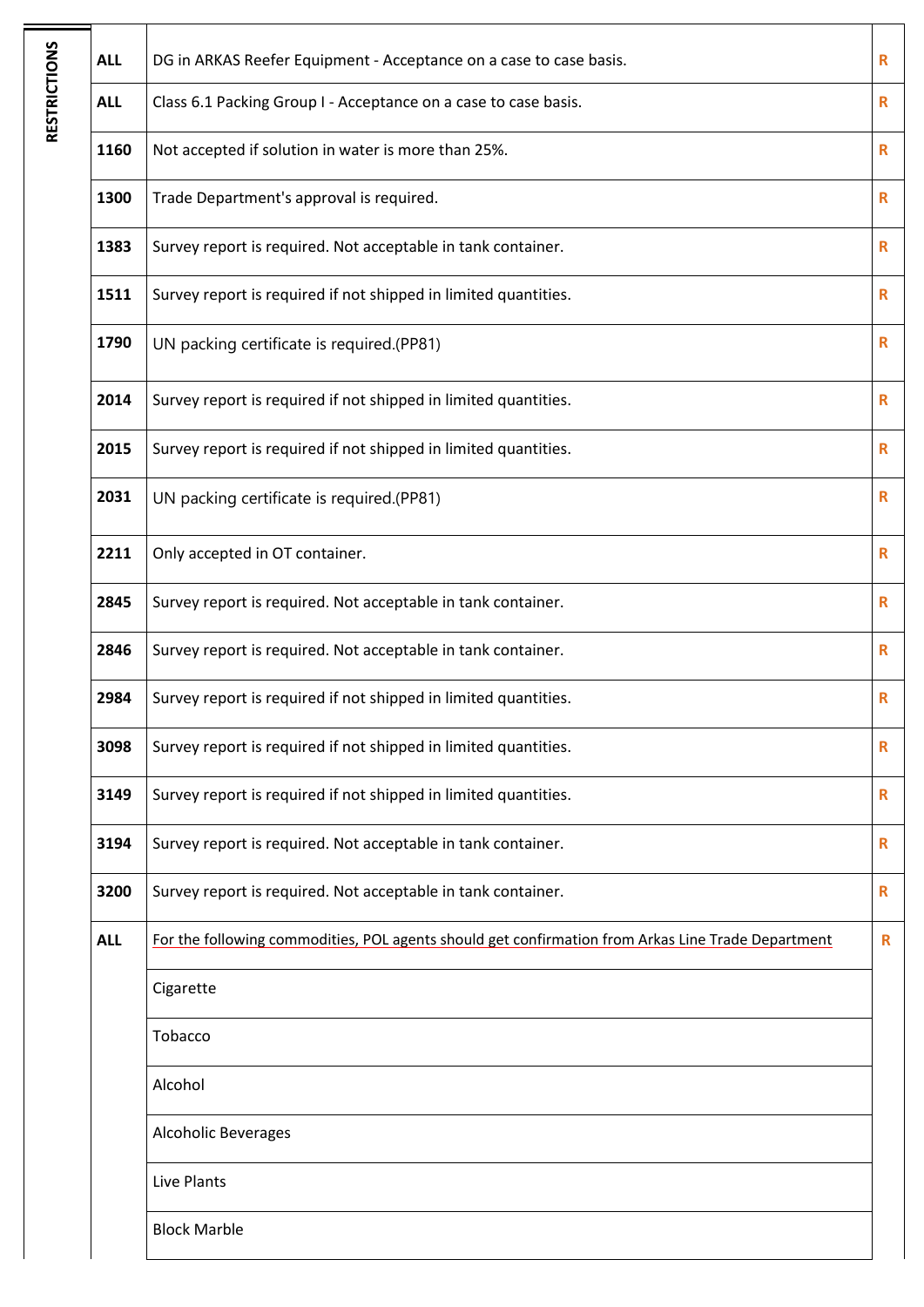**RESTRICTIONS**

| UN No. | Restriction | |
|---|---|---|
| **ALL** | DG in ARKAS Reefer Equipment - Acceptance on a case to case basis. | R |
| **ALL** | Class 6.1 Packing Group I - Acceptance on a case to case basis. | R |
| **1160** | Not accepted if solution in water is more than 25%. | R |
| **1300** | Trade Department's approval is required. | R |
| **1383** | Survey report is required. Not acceptable in tank container. | R |
| **1511** | Survey report is required if not shipped in limited quantities. | R |
| **1790** | UN packing certificate is required.(PP81) | R |
| **2014** | Survey report is required if not shipped in limited quantities. | R |
| **2015** | Survey report is required if not shipped in limited quantities. | R |
| **2031** | UN packing certificate is required.(PP81) | R |
| **2211** | Only accepted in OT container. | R |
| **2845** | Survey report is required. Not acceptable in tank container. | R |
| **2846** | Survey report is required. Not acceptable in tank container. | R |
| **2984** | Survey report is required if not shipped in limited quantities. | R |
| **3098** | Survey report is required if not shipped in limited quantities. | R |
| **3149** | Survey report is required if not shipped in limited quantities. | R |
| **3194** | Survey report is required. Not acceptable in tank container. | R |
| **3200** | Survey report is required. Not acceptable in tank container. | R |
| **ALL** | For the following commodities, POL agents should get confirmation from Arkas Line Trade Department | R |
| | Cigarette | |
| | Tobacco | |
| | Alcohol | |
| | Alcoholic Beverages | |
| | Live Plants | |
| | Block Marble | |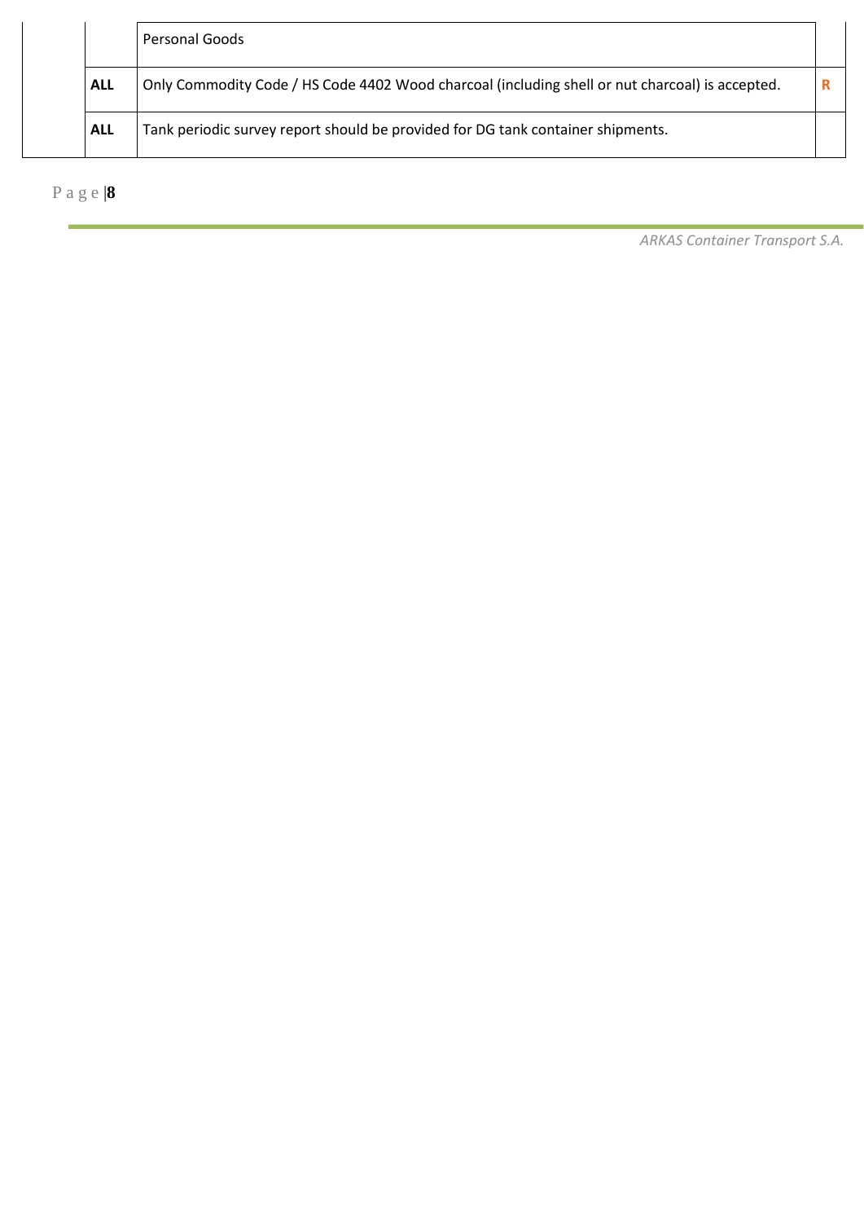| | | | |
|---|---|---|---|
| | | Personal Goods | |
| | **ALL** | Only Commodity Code / HS Code 4402 Wood charcoal (including shell or nut charcoal) is accepted. | **R** |
| | **ALL** | Tank periodic survey report should be provided for DG tank container shipments. | |